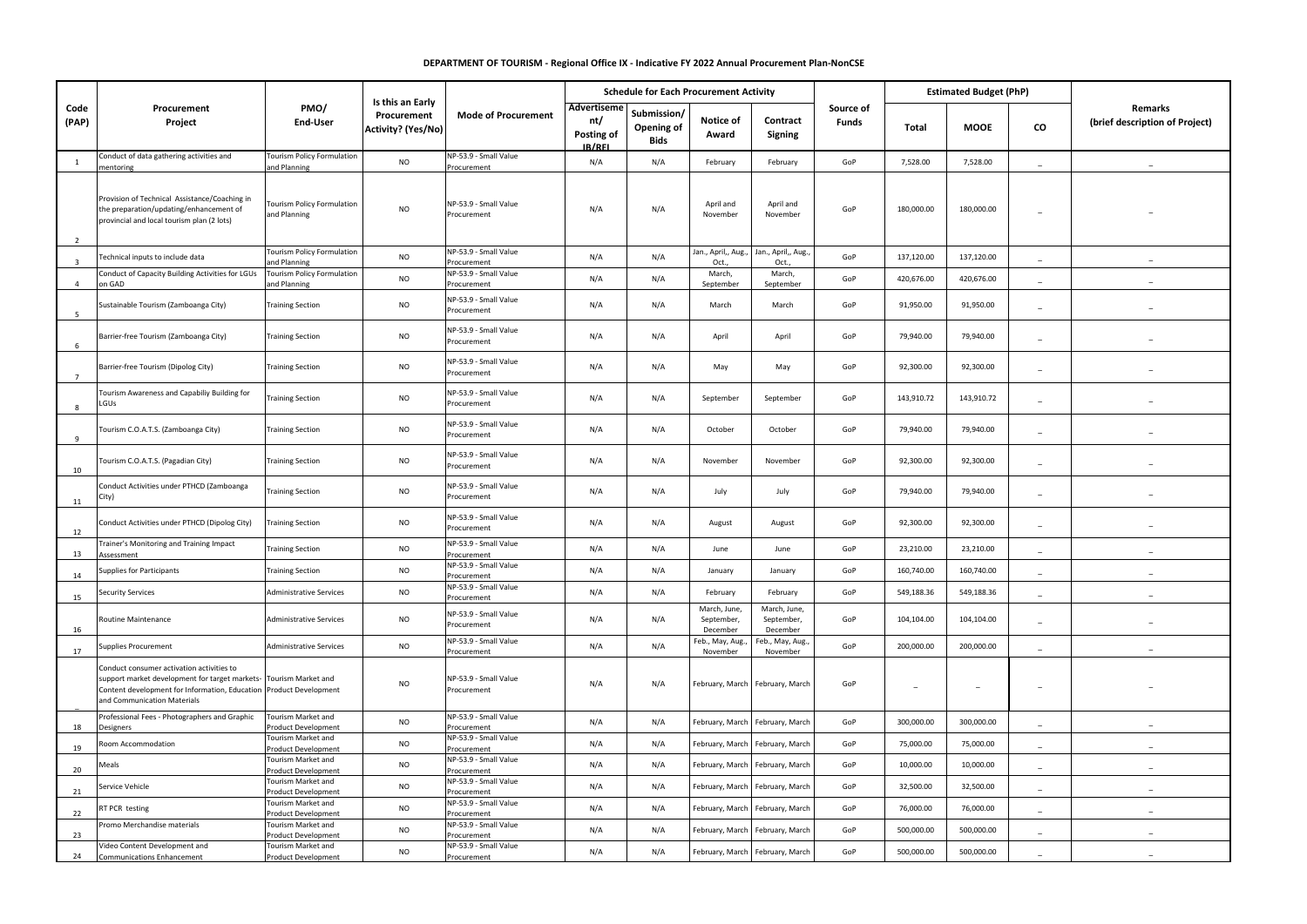# DEPARTMENT OF TOURISM - Regional Office IX - Indicative FY 2022 Annual Procurement Plan-NonCSE

| Code (PAP) | Procurement Project | PMO/ End-User | Is this an Early Procurement Activity? (Yes/No) | Mode of Procurement | Schedule for Each Procurement Activity | | | | Source of Funds | Estimated Budget (PhP) | | | Remarks (brief description of Project) |
|---|---|---|---|---|---|---|---|---|---|---|---|---|---|
| | | | | | Advertisement/ Posting of IB/REI | Submission/ Opening of Bids | Notice of Award | Contract Signing | | Total | MOOE | CO | |
| 1 | Conduct of data gathering activities and mentoring | Tourism Policy Formulation and Planning | NO | NP-53.9 - Small Value Procurement | N/A | N/A | February | February | GoP | 7,528.00 | 7,528.00 | _ | _ |
| 2 | Provision of Technical Assistance/Coaching in the preparation/updating/enhancement of provincial and local tourism plan (2 lots) | Tourism Policy Formulation and Planning | NO | NP-53.9 - Small Value Procurement | N/A | N/A | April and November | April and November | GoP | 180,000.00 | 180,000.00 | _ | _ |
| 3 | Technical inputs to include data | Tourism Policy Formulation and Planning | NO | NP-53.9 - Small Value Procurement | N/A | N/A | Jan., April,, Aug., Oct., | Jan., April,, Aug., Oct., | GoP | 137,120.00 | 137,120.00 | _ | _ |
| 4 | Conduct of Capacity Building Activities for LGUs on GAD | Tourism Policy Formulation and Planning | NO | NP-53.9 - Small Value Procurement | N/A | N/A | March, September | March, September | GoP | 420,676.00 | 420,676.00 | _ | _ |
| 5 | Sustainable Tourism (Zamboanga City) | Training Section | NO | NP-53.9 - Small Value Procurement | N/A | N/A | March | March | GoP | 91,950.00 | 91,950.00 | _ | _ |
| 6 | Barrier-free Tourism (Zamboanga City) | Training Section | NO | NP-53.9 - Small Value Procurement | N/A | N/A | April | April | GoP | 79,940.00 | 79,940.00 | _ | _ |
| 7 | Barrier-free Tourism (Dipolog City) | Training Section | NO | NP-53.9 - Small Value Procurement | N/A | N/A | May | May | GoP | 92,300.00 | 92,300.00 | _ | _ |
| 8 | Tourism Awareness and Capabiliy Building for LGUs | Training Section | NO | NP-53.9 - Small Value Procurement | N/A | N/A | September | September | GoP | 143,910.72 | 143,910.72 | _ | _ |
| 9 | Tourism C.O.A.T.S. (Zamboanga City) | Training Section | NO | NP-53.9 - Small Value Procurement | N/A | N/A | October | October | GoP | 79,940.00 | 79,940.00 | _ | _ |
| 10 | Tourism C.O.A.T.S. (Pagadian City) | Training Section | NO | NP-53.9 - Small Value Procurement | N/A | N/A | November | November | GoP | 92,300.00 | 92,300.00 | _ | _ |
| 11 | Conduct Activities under PTHCD (Zamboanga City) | Training Section | NO | NP-53.9 - Small Value Procurement | N/A | N/A | July | July | GoP | 79,940.00 | 79,940.00 | _ | _ |
| 12 | Conduct Activities under PTHCD (Dipolog City) | Training Section | NO | NP-53.9 - Small Value Procurement | N/A | N/A | August | August | GoP | 92,300.00 | 92,300.00 | _ | _ |
| 13 | Trainer's Monitoring and Training Impact Assessment | Training Section | NO | NP-53.9 - Small Value Procurement | N/A | N/A | June | June | GoP | 23,210.00 | 23,210.00 | _ | _ |
| 14 | Supplies for Participants | Training Section | NO | NP-53.9 - Small Value Procurement | N/A | N/A | January | January | GoP | 160,740.00 | 160,740.00 | _ | _ |
| 15 | Security Services | Administrative Services | NO | NP-53.9 - Small Value Procurement | N/A | N/A | February | February | GoP | 549,188.36 | 549,188.36 | _ | _ |
| 16 | Routine Maintenance | Administrative Services | NO | NP-53.9 - Small Value Procurement | N/A | N/A | March, June, September, December | March, June, September, December | GoP | 104,104.00 | 104,104.00 | _ | _ |
| 17 | Supplies Procurement | Administrative Services | NO | NP-53.9 - Small Value Procurement | N/A | N/A | Feb., May, Aug., November | Feb., May, Aug., November | GoP | 200,000.00 | 200,000.00 | _ | _ |
| _ | Conduct consumer activation activities to support market development for target markets-Content development for Information, Education and Communication Materials | Tourism Market and Product Development | NO | NP-53.9 - Small Value Procurement | N/A | N/A | February, March | February, March | GoP | _ | _ | _ | _ |
| 18 | Professional Fees - Photographers and Graphic Designers | Tourism Market and Product Development | NO | NP-53.9 - Small Value Procurement | N/A | N/A | February, March | February, March | GoP | 300,000.00 | 300,000.00 | _ | _ |
| 19 | Room Accommodation | Tourism Market and Product Development | NO | NP-53.9 - Small Value Procurement | N/A | N/A | February, March | February, March | GoP | 75,000.00 | 75,000.00 | _ | _ |
| 20 | Meals | Tourism Market and Product Development | NO | NP-53.9 - Small Value Procurement | N/A | N/A | February, March | February, March | GoP | 10,000.00 | 10,000.00 | _ | _ |
| 21 | Service Vehicle | Tourism Market and Product Development | NO | NP-53.9 - Small Value Procurement | N/A | N/A | February, March | February, March | GoP | 32,500.00 | 32,500.00 | _ | _ |
| 22 | RT PCR testing | Tourism Market and Product Development | NO | NP-53.9 - Small Value Procurement | N/A | N/A | February, March | February, March | GoP | 76,000.00 | 76,000.00 | _ | _ |
| 23 | Promo Merchandise materials | Tourism Market and Product Development | NO | NP-53.9 - Small Value Procurement | N/A | N/A | February, March | February, March | GoP | 500,000.00 | 500,000.00 | _ | _ |
| 24 | Video Content Development and Communications Enhancement | Tourism Market and Product Development | NO | NP-53.9 - Small Value Procurement | N/A | N/A | February, March | February, March | GoP | 500,000.00 | 500,000.00 | _ | _ |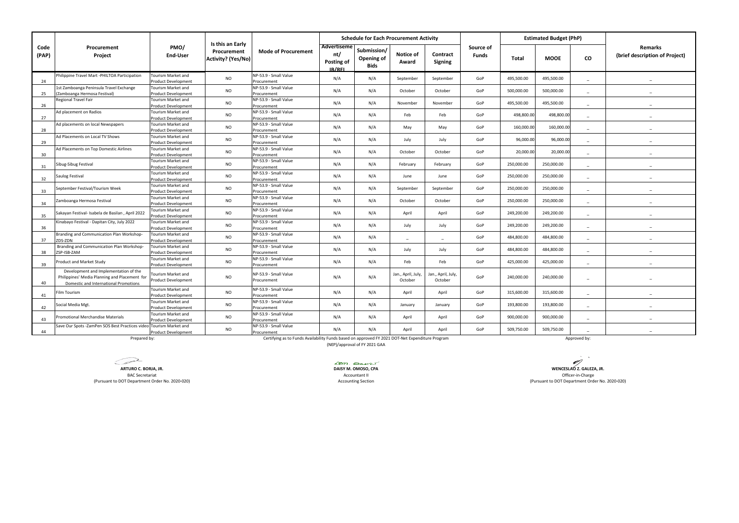| Code (PAP) | Procurement Project | PMO/ End-User | Is this an Early Procurement Activity? (Yes/No) | Mode of Procurement | Schedule for Each Procurement Activity | | | | Source of Funds | Estimated Budget (PhP) | | | Remarks (brief description of Project) |
|---|---|---|---|---|---|---|---|---|---|---|---|---|---|
| | | | | | Advertisement/ Posting of IB/REI | Submission/ Opening of Bids | Notice of Award | Contract Signing | | Total | MOOE | CO | |
| 24 | Philippine Travel Mart -PHILTOA Participation | Tourism Market and Product Development | NO | NP-53.9 - Small Value Procurement | N/A | N/A | September | September | GoP | 495,500.00 | 495,500.00 | _ | _ |
| 25 | 1st Zamboanga Peninsula Travel Exchange (Zamboanga Hermosa Festival) | Tourism Market and Product Development | NO | NP-53.9 - Small Value Procurement | N/A | N/A | October | October | GoP | 500,000.00 | 500,000.00 | _ | _ |
| 26 | Regional Travel Fair | Tourism Market and Product Development | NO | NP-53.9 - Small Value Procurement | N/A | N/A | November | November | GoP | 495,500.00 | 495,500.00 | _ | _ |
| 27 | Ad placement on Radios | Tourism Market and Product Development | NO | NP-53.9 - Small Value Procurement | N/A | N/A | Feb | Feb | GoP | 498,800.00 | 498,800.00 | _ | _ |
| 28 | Ad placements on local Newspapers | Tourism Market and Product Development | NO | NP-53.9 - Small Value Procurement | N/A | N/A | May | May | GoP | 160,000.00 | 160,000.00 | _ | _ |
| 29 | Ad Placements on Local TV Shows | Tourism Market and Product Development | NO | NP-53.9 - Small Value Procurement | N/A | N/A | July | July | GoP | 96,000.00 | 96,000.00 | _ | _ |
| 30 | Ad Placements on Top Domestic Airlines | Tourism Market and Product Development | NO | NP-53.9 - Small Value Procurement | N/A | N/A | October | October | GoP | 20,000.00 | 20,000.00 | _ | _ |
| 31 | Sibug-Sibug Festival | Tourism Market and Product Development | NO | NP-53.9 - Small Value Procurement | N/A | N/A | February | February | GoP | 250,000.00 | 250,000.00 | _ | _ |
| 32 | Saulog Festival | Tourism Market and Product Development | NO | NP-53.9 - Small Value Procurement | N/A | N/A | June | June | GoP | 250,000.00 | 250,000.00 | _ | _ |
| 33 | September Festival/Tourism Week | Tourism Market and Product Development | NO | NP-53.9 - Small Value Procurement | N/A | N/A | September | September | GoP | 250,000.00 | 250,000.00 | _ | _ |
| 34 | Zamboanga Hermosa Festival | Tourism Market and Product Development | NO | NP-53.9 - Small Value Procurement | N/A | N/A | October | October | GoP | 250,000.00 | 250,000.00 | _ | _ |
| 35 | Sakayan Festival- Isabela de Basilan , April 2022 | Tourism Market and Product Development | NO | NP-53.9 - Small Value Procurement | N/A | N/A | April | April | GoP | 249,200.00 | 249,200.00 | _ | _ |
| 36 | Kinabayo Festival - Dapitan City, July 2022 | Tourism Market and Product Development | NO | NP-53.9 - Small Value Procurement | N/A | N/A | July | July | GoP | 249,200.00 | 249,200.00 | _ | _ |
| 37 | Branding and Communication Plan Workshop-ZDS-ZDN | Tourism Market and Product Development | NO | NP-53.9 - Small Value Procurement | N/A | N/A | _ | _ | GoP | 484,800.00 | 484,800.00 | _ | _ |
| 38 | Branding and Communication Plan Workshop-ZSP-ISB-ZAM | Tourism Market and Product Development | NO | NP-53.9 - Small Value Procurement | N/A | N/A | July | July | GoP | 484,800.00 | 484,800.00 | _ | _ |
| 39 | Product and Market Study | Tourism Market and Product Development | NO | NP-53.9 - Small Value Procurement | N/A | N/A | Feb | Feb | GoP | 425,000.00 | 425,000.00 | _ | _ |
| 40 | Development and Implementation of the Philippines' Media Planning and Placement for Domestic and International Promotions | Tourism Market and Product Development | NO | NP-53.9 - Small Value Procurement | N/A | N/A | Jan., April, July, October | Jan., April, July, October | GoP | 240,000.00 | 240,000.00 | _ | _ |
| 41 | Film Tourism | Tourism Market and Product Development | NO | NP-53.9 - Small Value Procurement | N/A | N/A | April | April | GoP | 315,600.00 | 315,600.00 | _ | _ |
| 42 | Social Media Mgt. | Tourism Market and Product Development | NO | NP-53.9 - Small Value Procurement | N/A | N/A | January | January | GoP | 193,800.00 | 193,800.00 | _ | _ |
| 43 | Promotional Merchandise Materials | Tourism Market and Product Development | NO | NP-53.9 - Small Value Procurement | N/A | N/A | April | April | GoP | 900,000.00 | 900,000.00 | _ | _ |
| 44 | Save Our Spots -ZamPen SOS Best Practices video | Tourism Market and Product Development | NO | NP-53.9 - Small Value Procurement | N/A | N/A | April | April | GoP | 509,750.00 | 509,750.00 | _ | _ |

Prepared by:

**ARTURO C. BORJA, JR.**
BAC Secretariat
(Pursuant to DOT Department Order No. 2020-020)

Certifying as to Funds Availability Funds based on approved FY 2021 DOT-Net Expenditure Program (NEP)/approval of FY 2021 GAA

**DAISY M. OMOSO, CPA**
Accountant II
Accounting Section

Approved by:

**WENCESLAO Z. GALEZA, JR.**
Officer-in-Charge
(Pursuant to DOT Department Order No. 2020-020)